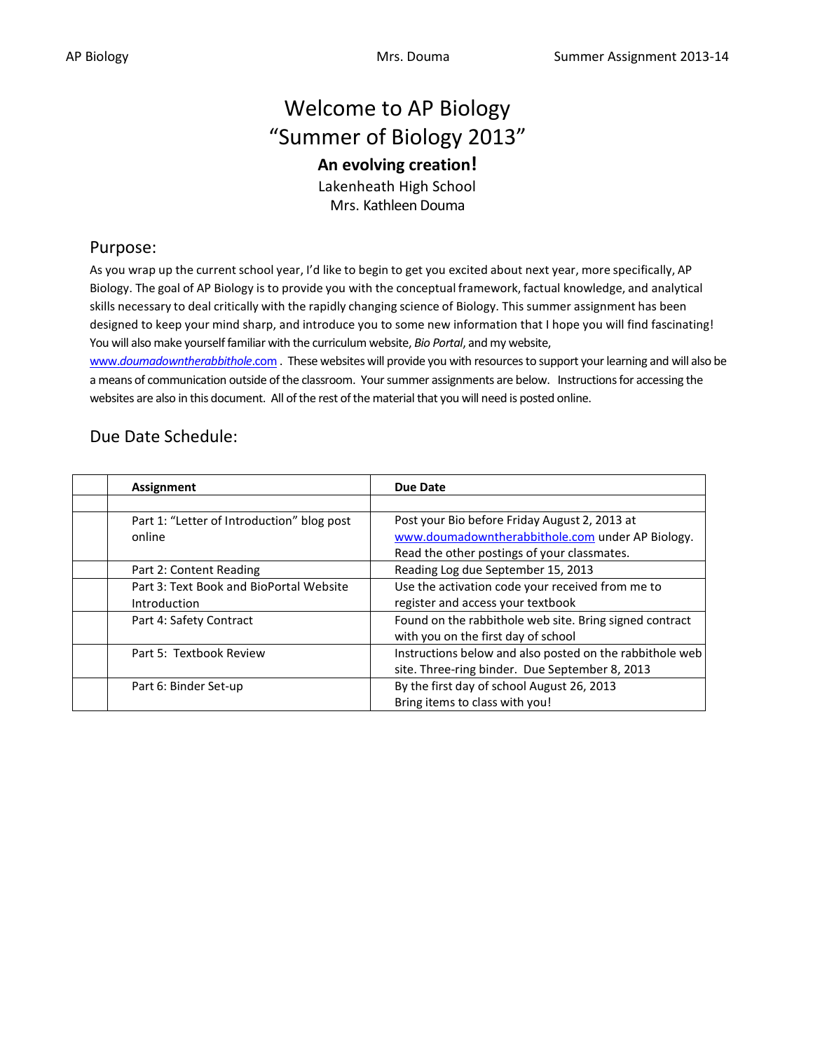# Welcome to AP Biology
# "Summer of Biology 2013"

**An evolving creation!**

Lakenheath High School

Mrs. Kathleen Douma

## Purpose:

As you wrap up the current school year, I'd like to begin to get you excited about next year, more specifically, AP Biology. The goal of AP Biology is to provide you with the conceptual framework, factual knowledge, and analytical skills necessary to deal critically with the rapidly changing science of Biology. This summer assignment has been designed to keep your mind sharp, and introduce you to some new information that I hope you will find fascinating! You will also make yourself familiar with the curriculum website, *Bio Portal*, and my website, www.*doumadowntherabbithole*.com . These websites will provide you with resources to support your learning and will also be a means of communication outside of the classroom. Your summer assignments are below. Instructions for accessing the websites are also in this document. All of the rest of the material that you will need is posted online.

## Due Date Schedule:

| | Assignment | Due Date |
|---|---|---|
| | | |
| | Part 1: "Letter of Introduction" blog post online | Post your Bio before Friday August 2, 2013 at www.doumadowntherabbithole.com under AP Biology. Read the other postings of your classmates. |
| | Part 2: Content Reading | Reading Log due September 15, 2013 |
| | Part 3: Text Book and BioPortal Website Introduction | Use the activation code your received from me to register and access your textbook |
| | Part 4: Safety Contract | Found on the rabbithole web site. Bring signed contract with you on the first day of school |
| | Part 5: Textbook Review | Instructions below and also posted on the rabbithole web site. Three-ring binder. Due September 8, 2013 |
| | Part 6: Binder Set-up | By the first day of school August 26, 2013 Bring items to class with you! |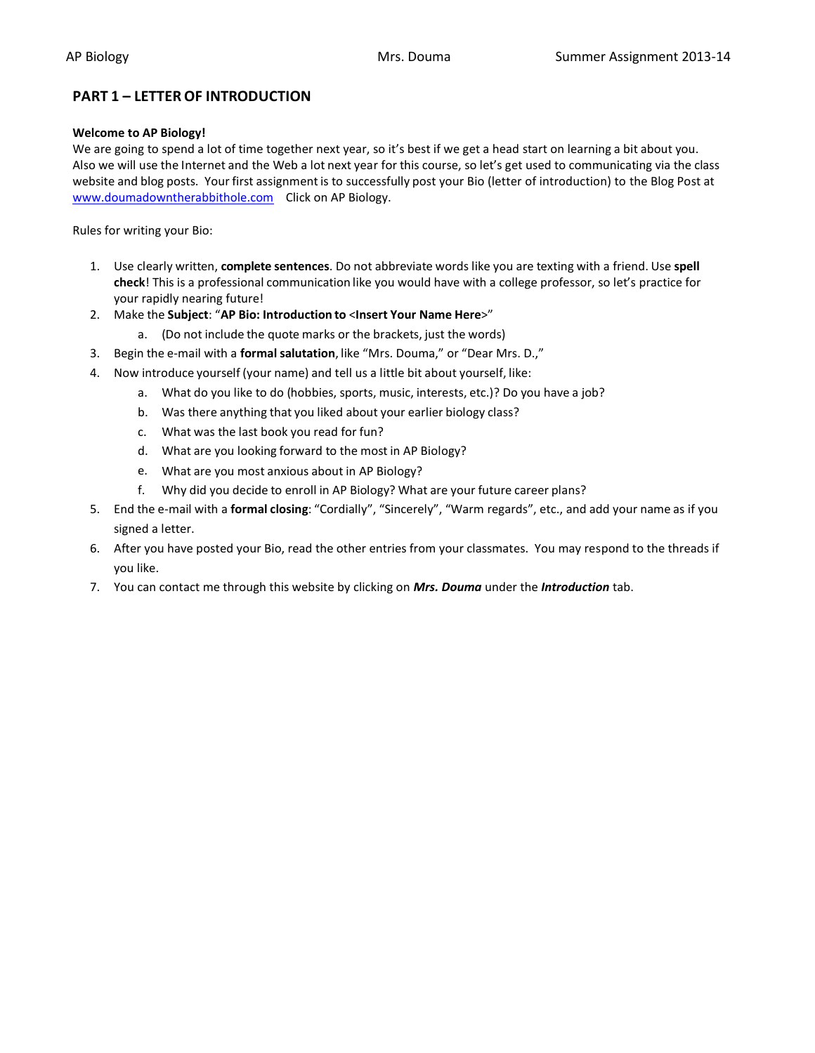## PART 1 – LETTER OF INTRODUCTION

**Welcome to AP Biology!**

We are going to spend a lot of time together next year, so it's best if we get a head start on learning a bit about you. Also we will use the Internet and the Web a lot next year for this course, so let's get used to communicating via the class website and blog posts. Your first assignment is to successfully post your Bio (letter of introduction) to the Blog Post at [www.doumadowntherabbithole.com](www.doumadowntherabbithole.com) Click on AP Biology.

Rules for writing your Bio:

1. Use clearly written, **complete sentences**. Do not abbreviate words like you are texting with a friend. Use **spell check**! This is a professional communication like you would have with a college professor, so let's practice for your rapidly nearing future!
2. Make the **Subject**: "**AP Bio: Introduction to** <**Insert Your Name Here**>"
   a. (Do not include the quote marks or the brackets, just the words)
3. Begin the e-mail with a **formal salutation**, like "Mrs. Douma," or "Dear Mrs. D.,"
4. Now introduce yourself (your name) and tell us a little bit about yourself, like:
   a. What do you like to do (hobbies, sports, music, interests, etc.)? Do you have a job?
   b. Was there anything that you liked about your earlier biology class?
   c. What was the last book you read for fun?
   d. What are you looking forward to the most in AP Biology?
   e. What are you most anxious about in AP Biology?
   f. Why did you decide to enroll in AP Biology? What are your future career plans?
5. End the e-mail with a **formal closing**: "Cordially", "Sincerely", "Warm regards", etc., and add your name as if you signed a letter.
6. After you have posted your Bio, read the other entries from your classmates. You may respond to the threads if you like.
7. You can contact me through this website by clicking on ***Mrs. Douma*** under the ***Introduction*** tab.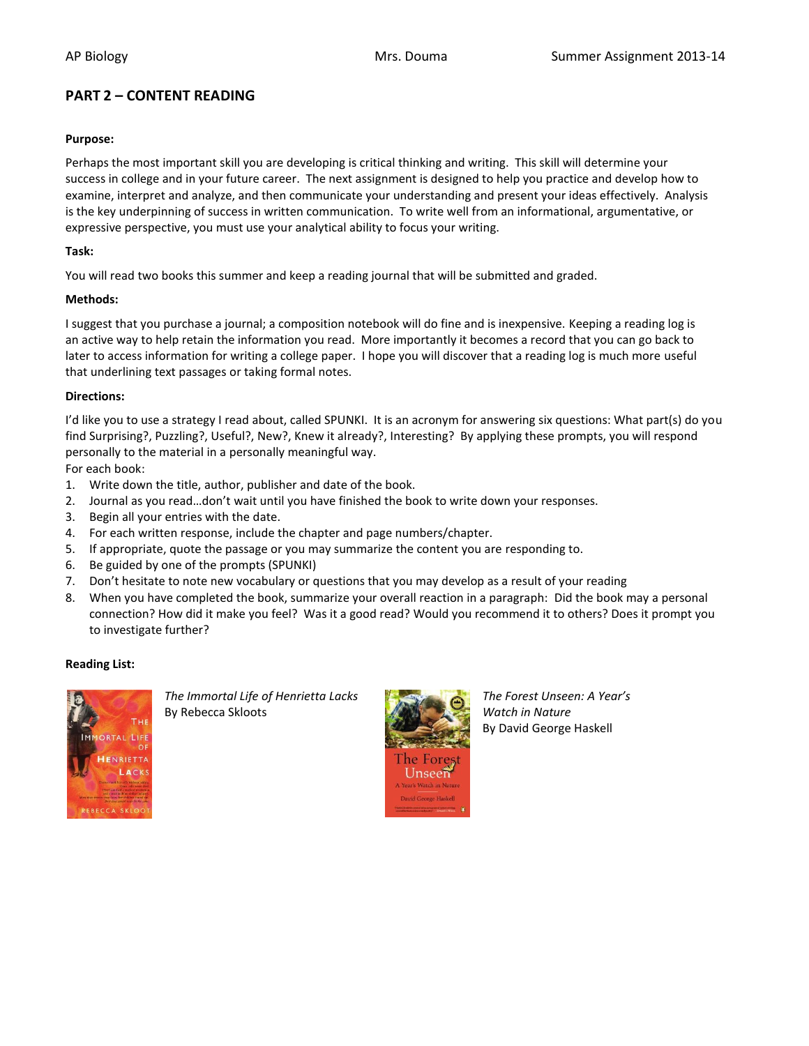## PART 2 – CONTENT READING

**Purpose:**

Perhaps the most important skill you are developing is critical thinking and writing. This skill will determine your success in college and in your future career. The next assignment is designed to help you practice and develop how to examine, interpret and analyze, and then communicate your understanding and present your ideas effectively. Analysis is the key underpinning of success in written communication. To write well from an informational, argumentative, or expressive perspective, you must use your analytical ability to focus your writing.

**Task:**

You will read two books this summer and keep a reading journal that will be submitted and graded.

**Methods:**

I suggest that you purchase a journal; a composition notebook will do fine and is inexpensive. Keeping a reading log is an active way to help retain the information you read. More importantly it becomes a record that you can go back to later to access information for writing a college paper. I hope you will discover that a reading log is much more useful that underlining text passages or taking formal notes.

**Directions:**

I'd like you to use a strategy I read about, called SPUNKI. It is an acronym for answering six questions: What part(s) do you find Surprising?, Puzzling?, Useful?, New?, Knew it already?, Interesting? By applying these prompts, you will respond personally to the material in a personally meaningful way.

For each book:

1. Write down the title, author, publisher and date of the book.
2. Journal as you read…don't wait until you have finished the book to write down your responses.
3. Begin all your entries with the date.
4. For each written response, include the chapter and page numbers/chapter.
5. If appropriate, quote the passage or you may summarize the content you are responding to.
6. Be guided by one of the prompts (SPUNKI)
7. Don't hesitate to note new vocabulary or questions that you may develop as a result of your reading
8. When you have completed the book, summarize your overall reaction in a paragraph: Did the book may a personal connection? How did it make you feel? Was it a good read? Would you recommend it to others? Does it prompt you to investigate further?

**Reading List:**

*The Immortal Life of Henrietta Lacks*
By Rebecca Skloots

*The Forest Unseen: A Year's Watch in Nature*
By David George Haskell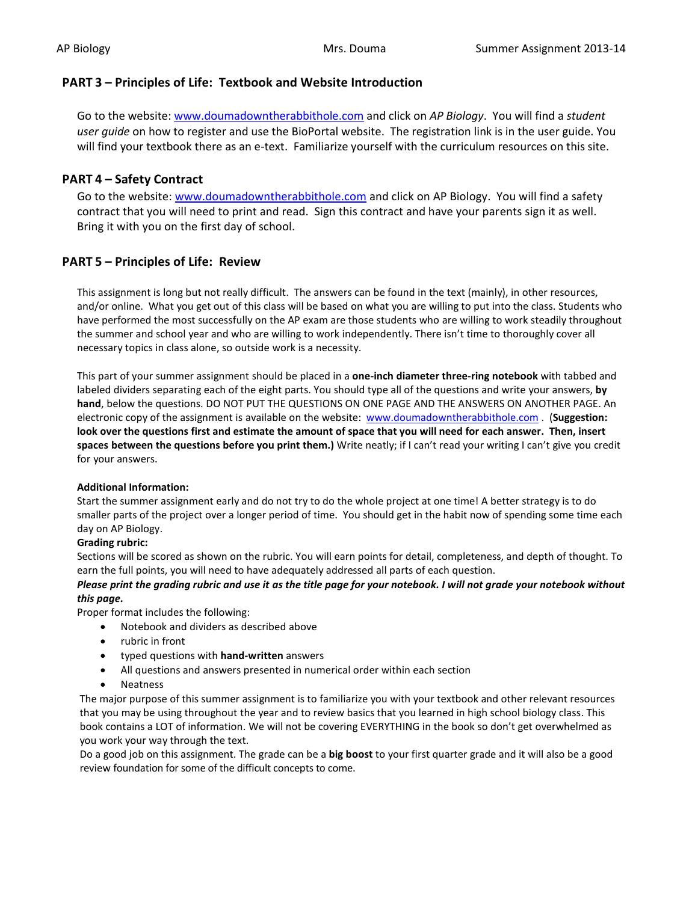## PART 3 – Principles of Life: Textbook and Website Introduction

Go to the website: [www.doumadowntherabbithole.com](http://www.doumadowntherabbithole.com) and click on *AP Biology*. You will find a *student user guide* on how to register and use the BioPortal website. The registration link is in the user guide. You will find your textbook there as an e-text. Familiarize yourself with the curriculum resources on this site.

## PART 4 – Safety Contract

Go to the website: [www.doumadowntherabbithole.com](http://www.doumadowntherabbithole.com) and click on AP Biology. You will find a safety contract that you will need to print and read. Sign this contract and have your parents sign it as well. Bring it with you on the first day of school.

## PART 5 – Principles of Life: Review

This assignment is long but not really difficult. The answers can be found in the text (mainly), in other resources, and/or online. What you get out of this class will be based on what you are willing to put into the class. Students who have performed the most successfully on the AP exam are those students who are willing to work steadily throughout the summer and school year and who are willing to work independently. There isn't time to thoroughly cover all necessary topics in class alone, so outside work is a necessity.

This part of your summer assignment should be placed in a **one-inch diameter three-ring notebook** with tabbed and labeled dividers separating each of the eight parts. You should type all of the questions and write your answers, **by hand**, below the questions. DO NOT PUT THE QUESTIONS ON ONE PAGE AND THE ANSWERS ON ANOTHER PAGE. An electronic copy of the assignment is available on the website: [www.doumadowntherabbithole.com](http://www.doumadowntherabbithole.com) . (**Suggestion: look over the questions first and estimate the amount of space that you will need for each answer. Then, insert spaces between the questions before you print them.)** Write neatly; if I can't read your writing I can't give you credit for your answers.

**Additional Information:**

Start the summer assignment early and do not try to do the whole project at one time! A better strategy is to do smaller parts of the project over a longer period of time. You should get in the habit now of spending some time each day on AP Biology.

**Grading rubric:**

Sections will be scored as shown on the rubric. You will earn points for detail, completeness, and depth of thought. To earn the full points, you will need to have adequately addressed all parts of each question.

***Please print the grading rubric and use it as the title page for your notebook. I will not grade your notebook without this page.***

Proper format includes the following:

- Notebook and dividers as described above
- rubric in front
- typed questions with **hand-written** answers
- All questions and answers presented in numerical order within each section
- Neatness

The major purpose of this summer assignment is to familiarize you with your textbook and other relevant resources that you may be using throughout the year and to review basics that you learned in high school biology class. This book contains a LOT of information. We will not be covering EVERYTHING in the book so don't get overwhelmed as you work your way through the text.

Do a good job on this assignment. The grade can be a **big boost** to your first quarter grade and it will also be a good review foundation for some of the difficult concepts to come.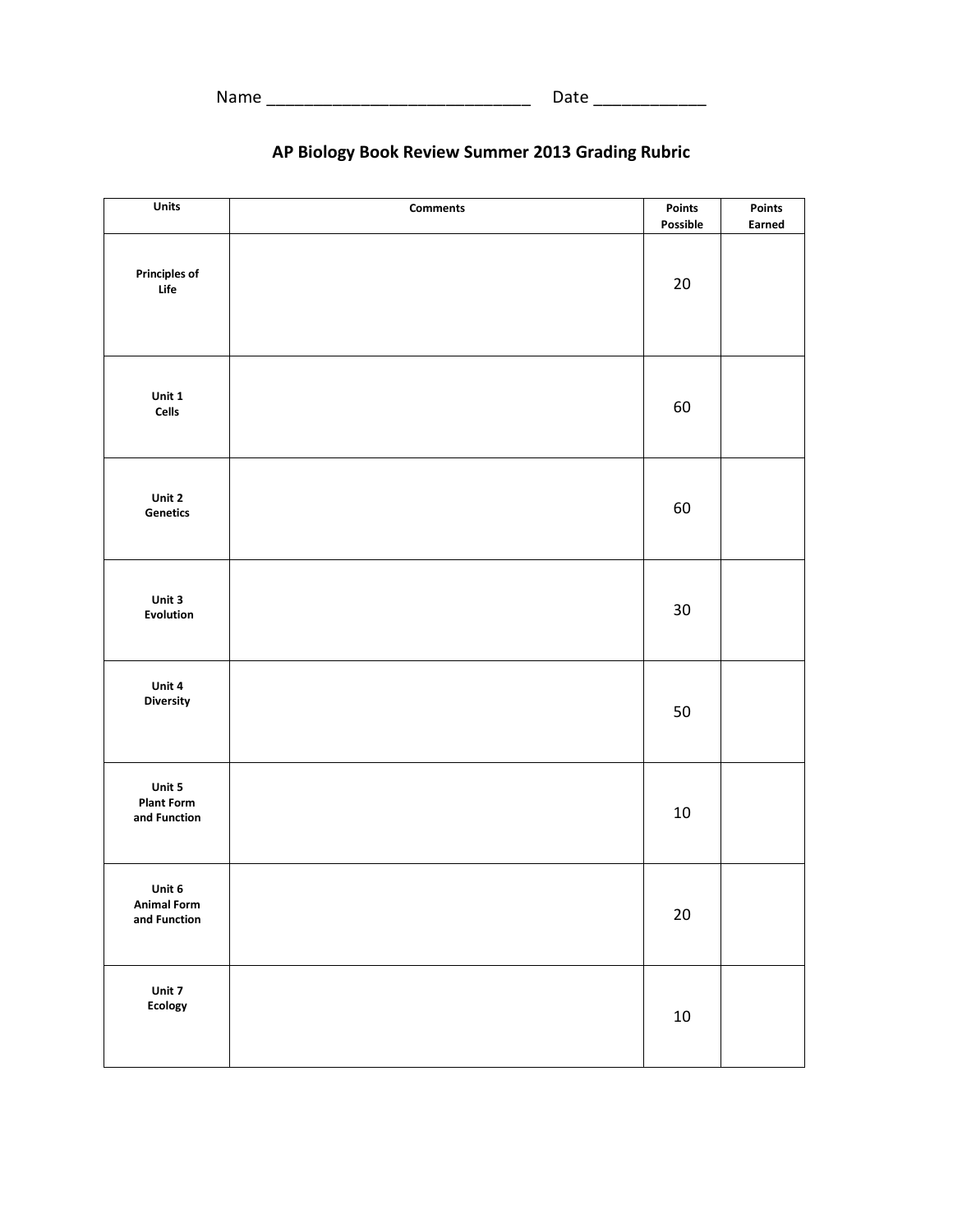Name ____________________________ Date ____________

## AP Biology Book Review Summer 2013 Grading Rubric

| Units | Comments | Points Possible | Points Earned |
|---|---|---|---|
| **Principles of Life** | | 20 | |
| **Unit 1 Cells** | | 60 | |
| **Unit 2 Genetics** | | 60 | |
| **Unit 3 Evolution** | | 30 | |
| **Unit 4 Diversity** | | 50 | |
| **Unit 5 Plant Form and Function** | | 10 | |
| **Unit 6 Animal Form and Function** | | 20 | |
| **Unit 7 Ecology** | | 10 | |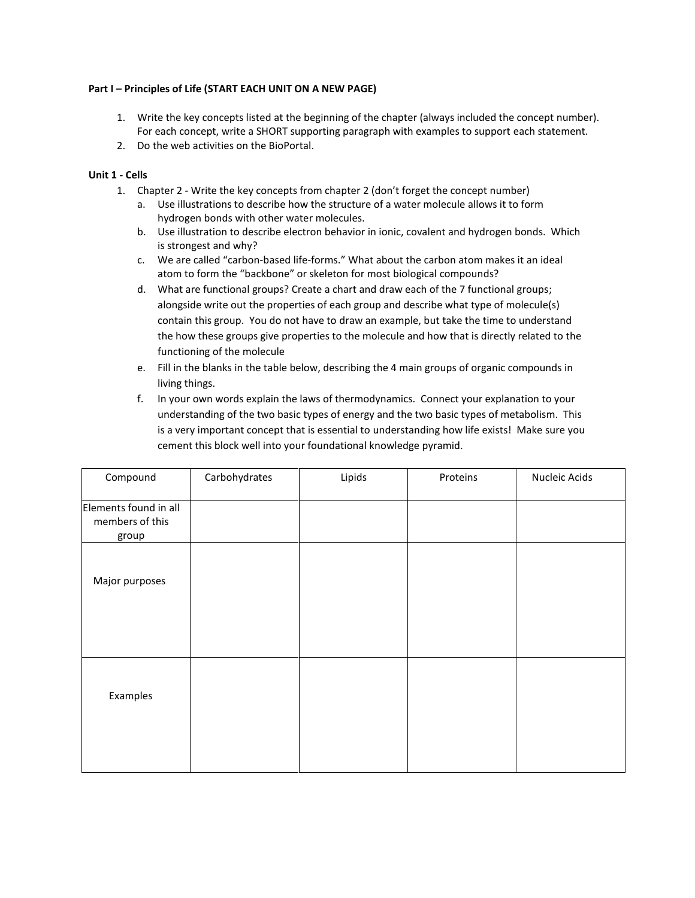**Part I – Principles of Life (START EACH UNIT ON A NEW PAGE)**

1. Write the key concepts listed at the beginning of the chapter (always included the concept number). For each concept, write a SHORT supporting paragraph with examples to support each statement.
2. Do the web activities on the BioPortal.

**Unit 1 - Cells**

1. Chapter 2 - Write the key concepts from chapter 2 (don't forget the concept number)
   a. Use illustrations to describe how the structure of a water molecule allows it to form hydrogen bonds with other water molecules.
   b. Use illustration to describe electron behavior in ionic, covalent and hydrogen bonds. Which is strongest and why?
   c. We are called "carbon-based life-forms." What about the carbon atom makes it an ideal atom to form the "backbone" or skeleton for most biological compounds?
   d. What are functional groups? Create a chart and draw each of the 7 functional groups; alongside write out the properties of each group and describe what type of molecule(s) contain this group. You do not have to draw an example, but take the time to understand the how these groups give properties to the molecule and how that is directly related to the functioning of the molecule
   e. Fill in the blanks in the table below, describing the 4 main groups of organic compounds in living things.
   f. In your own words explain the laws of thermodynamics. Connect your explanation to your understanding of the two basic types of energy and the two basic types of metabolism. This is a very important concept that is essential to understanding how life exists! Make sure you cement this block well into your foundational knowledge pyramid.

| Compound | Carbohydrates | Lipids | Proteins | Nucleic Acids |
|---|---|---|---|---|
| Elements found in all members of this group | | | | |
| Major purposes | | | | |
| Examples | | | | |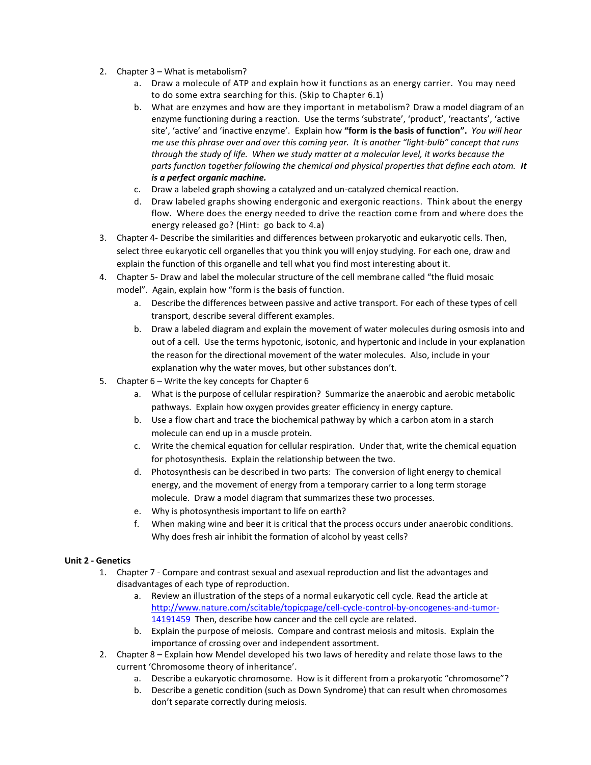2. Chapter 3 – What is metabolism?
    a. Draw a molecule of ATP and explain how it functions as an energy carrier. You may need to do some extra searching for this. (Skip to Chapter 6.1)
    b. What are enzymes and how are they important in metabolism? Draw a model diagram of an enzyme functioning during a reaction. Use the terms 'substrate', 'product', 'reactants', 'active site', 'active' and 'inactive enzyme'. Explain how **"form is the basis of function".** *You will hear me use this phrase over and over this coming year. It is another "light-bulb" concept that runs through the study of life. When we study matter at a molecular level, it works because the parts function together following the chemical and physical properties that define each atom.* ***It is a perfect organic machine.***
    c. Draw a labeled graph showing a catalyzed and un-catalyzed chemical reaction.
    d. Draw labeled graphs showing endergonic and exergonic reactions. Think about the energy flow. Where does the energy needed to drive the reaction come from and where does the energy released go? (Hint: go back to 4.a)
3. Chapter 4- Describe the similarities and differences between prokaryotic and eukaryotic cells. Then, select three eukaryotic cell organelles that you think you will enjoy studying. For each one, draw and explain the function of this organelle and tell what you find most interesting about it.
4. Chapter 5- Draw and label the molecular structure of the cell membrane called "the fluid mosaic model". Again, explain how "form is the basis of function.
    a. Describe the differences between passive and active transport. For each of these types of cell transport, describe several different examples.
    b. Draw a labeled diagram and explain the movement of water molecules during osmosis into and out of a cell. Use the terms hypotonic, isotonic, and hypertonic and include in your explanation the reason for the directional movement of the water molecules. Also, include in your explanation why the water moves, but other substances don't.
5. Chapter 6 – Write the key concepts for Chapter 6
    a. What is the purpose of cellular respiration? Summarize the anaerobic and aerobic metabolic pathways. Explain how oxygen provides greater efficiency in energy capture.
    b. Use a flow chart and trace the biochemical pathway by which a carbon atom in a starch molecule can end up in a muscle protein.
    c. Write the chemical equation for cellular respiration. Under that, write the chemical equation for photosynthesis. Explain the relationship between the two.
    d. Photosynthesis can be described in two parts: The conversion of light energy to chemical energy, and the movement of energy from a temporary carrier to a long term storage molecule. Draw a model diagram that summarizes these two processes.
    e. Why is photosynthesis important to life on earth?
    f. When making wine and beer it is critical that the process occurs under anaerobic conditions. Why does fresh air inhibit the formation of alcohol by yeast cells?

**Unit 2 - Genetics**

1. Chapter 7 - Compare and contrast sexual and asexual reproduction and list the advantages and disadvantages of each type of reproduction.
    a. Review an illustration of the steps of a normal eukaryotic cell cycle. Read the article at http://www.nature.com/scitable/topicpage/cell-cycle-control-by-oncogenes-and-tumor-14191459 Then, describe how cancer and the cell cycle are related.
    b. Explain the purpose of meiosis. Compare and contrast meiosis and mitosis. Explain the importance of crossing over and independent assortment.
2. Chapter 8 – Explain how Mendel developed his two laws of heredity and relate those laws to the current 'Chromosome theory of inheritance'.
    a. Describe a eukaryotic chromosome. How is it different from a prokaryotic "chromosome"?
    b. Describe a genetic condition (such as Down Syndrome) that can result when chromosomes don't separate correctly during meiosis.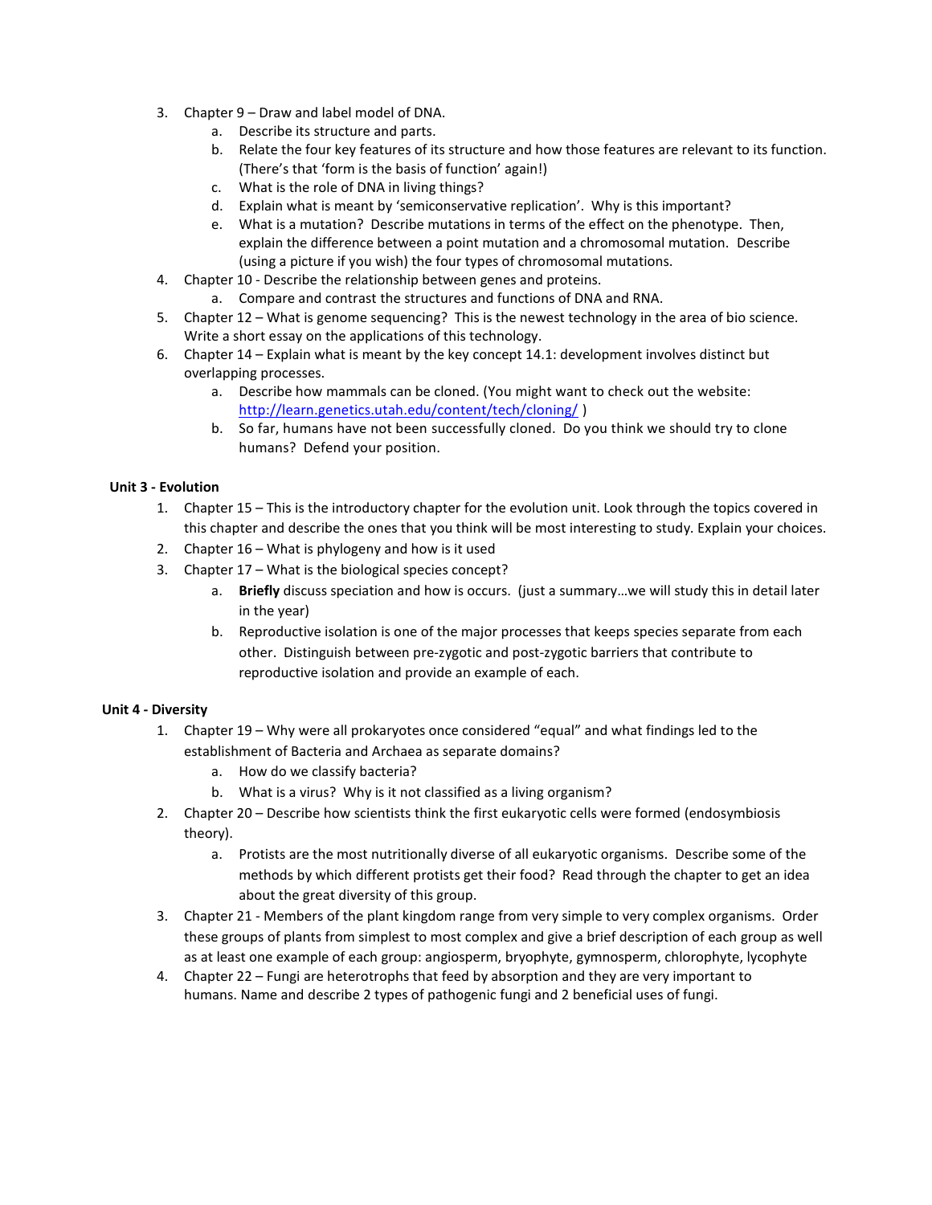3. Chapter 9 – Draw and label model of DNA.
    a. Describe its structure and parts.
    b. Relate the four key features of its structure and how those features are relevant to its function. (There's that 'form is the basis of function' again!)
    c. What is the role of DNA in living things?
    d. Explain what is meant by 'semiconservative replication'. Why is this important?
    e. What is a mutation? Describe mutations in terms of the effect on the phenotype. Then, explain the difference between a point mutation and a chromosomal mutation. Describe (using a picture if you wish) the four types of chromosomal mutations.
4. Chapter 10 - Describe the relationship between genes and proteins.
    a. Compare and contrast the structures and functions of DNA and RNA.
5. Chapter 12 – What is genome sequencing? This is the newest technology in the area of bio science. Write a short essay on the applications of this technology.
6. Chapter 14 – Explain what is meant by the key concept 14.1: development involves distinct but overlapping processes.
    a. Describe how mammals can be cloned. (You might want to check out the website: http://learn.genetics.utah.edu/content/tech/cloning/ )
    b. So far, humans have not been successfully cloned. Do you think we should try to clone humans? Defend your position.

**Unit 3 - Evolution**

1. Chapter 15 – This is the introductory chapter for the evolution unit. Look through the topics covered in this chapter and describe the ones that you think will be most interesting to study. Explain your choices.
2. Chapter 16 – What is phylogeny and how is it used
3. Chapter 17 – What is the biological species concept?
    a. **Briefly** discuss speciation and how is occurs. (just a summary…we will study this in detail later in the year)
    b. Reproductive isolation is one of the major processes that keeps species separate from each other. Distinguish between pre-zygotic and post-zygotic barriers that contribute to reproductive isolation and provide an example of each.

**Unit 4 - Diversity**

1. Chapter 19 – Why were all prokaryotes once considered "equal" and what findings led to the establishment of Bacteria and Archaea as separate domains?
    a. How do we classify bacteria?
    b. What is a virus? Why is it not classified as a living organism?
2. Chapter 20 – Describe how scientists think the first eukaryotic cells were formed (endosymbiosis theory).
    a. Protists are the most nutritionally diverse of all eukaryotic organisms. Describe some of the methods by which different protists get their food? Read through the chapter to get an idea about the great diversity of this group.
3. Chapter 21 - Members of the plant kingdom range from very simple to very complex organisms. Order these groups of plants from simplest to most complex and give a brief description of each group as well as at least one example of each group: angiosperm, bryophyte, gymnosperm, chlorophyte, lycophyte
4. Chapter 22 – Fungi are heterotrophs that feed by absorption and they are very important to humans. Name and describe 2 types of pathogenic fungi and 2 beneficial uses of fungi.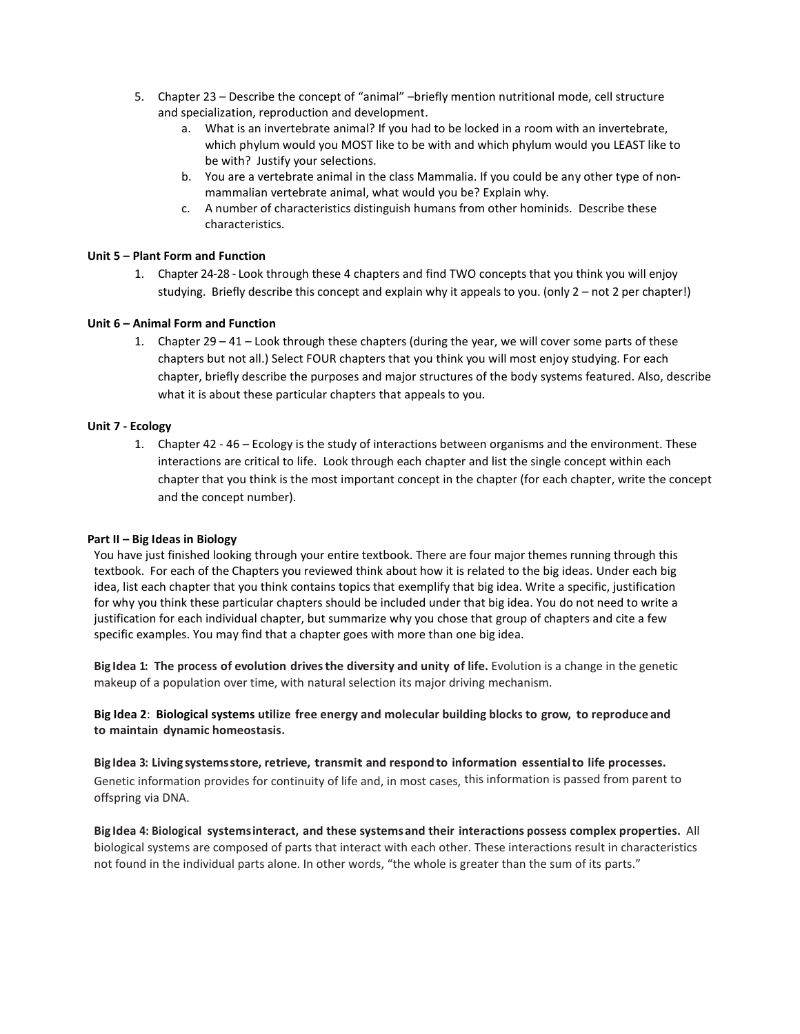5. Chapter 23 – Describe the concept of "animal" –briefly mention nutritional mode, cell structure and specialization, reproduction and development.
    a. What is an invertebrate animal? If you had to be locked in a room with an invertebrate, which phylum would you MOST like to be with and which phylum would you LEAST like to be with? Justify your selections.
    b. You are a vertebrate animal in the class Mammalia. If you could be any other type of non-mammalian vertebrate animal, what would you be? Explain why.
    c. A number of characteristics distinguish humans from other hominids. Describe these characteristics.

**Unit 5 – Plant Form and Function**

1. Chapter 24-28 - Look through these 4 chapters and find TWO concepts that you think you will enjoy studying. Briefly describe this concept and explain why it appeals to you. (only 2 – not 2 per chapter!)

**Unit 6 – Animal Form and Function**

1. Chapter 29 – 41 – Look through these chapters (during the year, we will cover some parts of these chapters but not all.) Select FOUR chapters that you think you will most enjoy studying. For each chapter, briefly describe the purposes and major structures of the body systems featured. Also, describe what it is about these particular chapters that appeals to you.

**Unit 7 - Ecology**

1. Chapter 42 - 46 – Ecology is the study of interactions between organisms and the environment. These interactions are critical to life. Look through each chapter and list the single concept within each chapter that you think is the most important concept in the chapter (for each chapter, write the concept and the concept number).

**Part II – Big Ideas in Biology**

You have just finished looking through your entire textbook. There are four major themes running through this textbook. For each of the Chapters you reviewed think about how it is related to the big ideas. Under each big idea, list each chapter that you think contains topics that exemplify that big idea. Write a specific, justification for why you think these particular chapters should be included under that big idea. You do not need to write a justification for each individual chapter, but summarize why you chose that group of chapters and cite a few specific examples. You may find that a chapter goes with more than one big idea.

**Big Idea 1: The process of evolution drives the diversity and unity of life.** Evolution is a change in the genetic makeup of a population over time, with natural selection its major driving mechanism.

**Big Idea 2**: **Biological systems utilize free energy and molecular building blocks to grow, to reproduce and to maintain dynamic homeostasis.**

**Big Idea 3: Living systems store, retrieve, transmit and respond to information essential to life processes.** Genetic information provides for continuity of life and, in most cases, this information is passed from parent to offspring via DNA.

**Big Idea 4: Biological systems interact, and these systems and their interactions possess complex properties.** All biological systems are composed of parts that interact with each other. These interactions result in characteristics not found in the individual parts alone. In other words, "the whole is greater than the sum of its parts."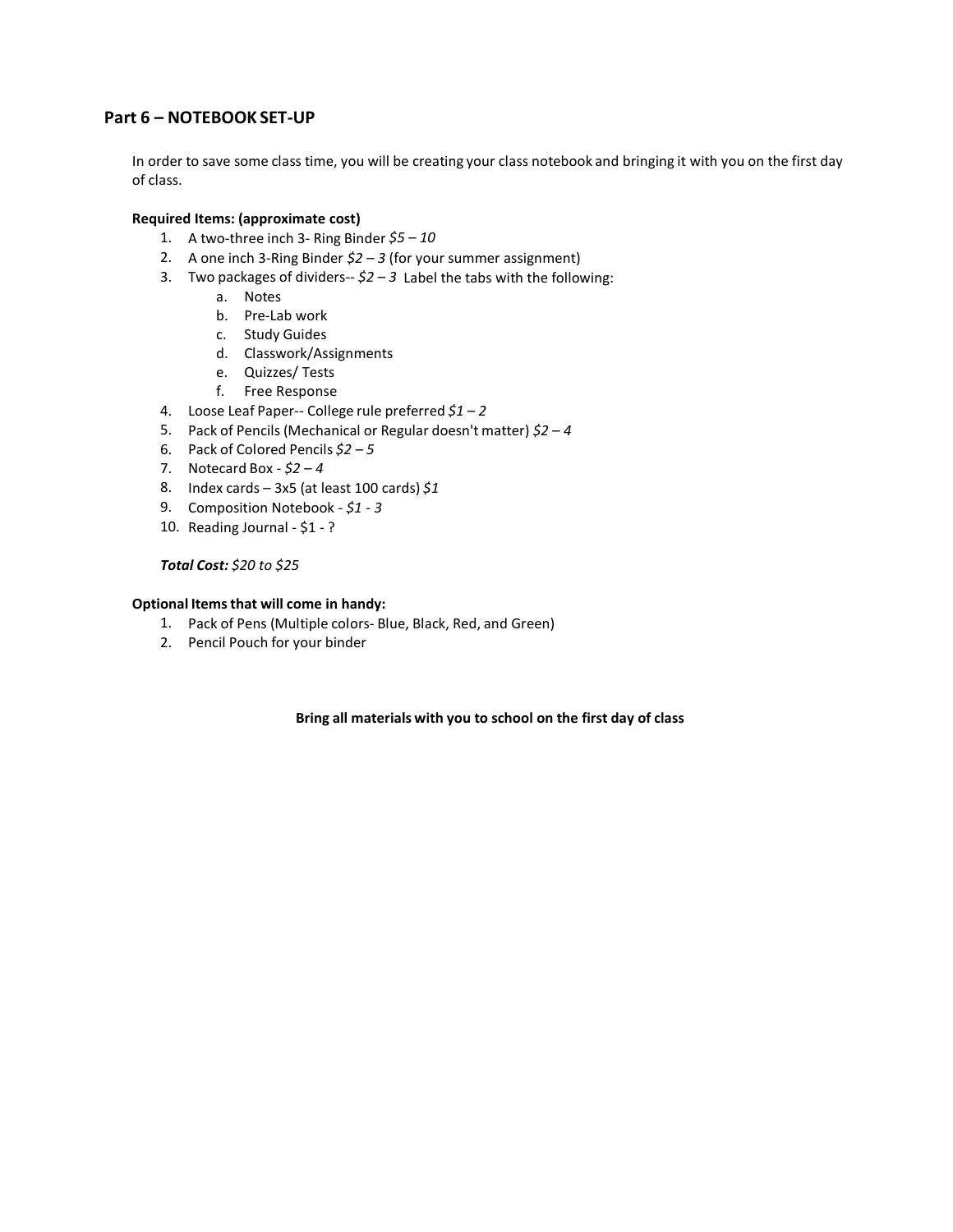## Part 6 – NOTEBOOK SET-UP

In order to save some class time, you will be creating your class notebook and bringing it with you on the first day of class.

**Required Items: (approximate cost)**

1. A two-three inch 3- Ring Binder *$5 – 10*
2. A one inch 3-Ring Binder *$2 – 3* (for your summer assignment)
3. Two packages of dividers-- *$2 – 3* Label the tabs with the following:
   a. Notes
   b. Pre-Lab work
   c. Study Guides
   d. Classwork/Assignments
   e. Quizzes/ Tests
   f. Free Response
4. Loose Leaf Paper-- College rule preferred *$1 – 2*
5. Pack of Pencils (Mechanical or Regular doesn't matter) *$2 – 4*
6. Pack of Colored Pencils *$2 – 5*
7. Notecard Box - *$2 – 4*
8. Index cards – 3x5 (at least 100 cards) *$1*
9. Composition Notebook - *$1 - 3*
10. Reading Journal - $1 - ?

***Total Cost:*** *$20 to $25*

**Optional Items that will come in handy:**

1. Pack of Pens (Multiple colors- Blue, Black, Red, and Green)
2. Pencil Pouch for your binder

**Bring all materials with you to school on the first day of class**